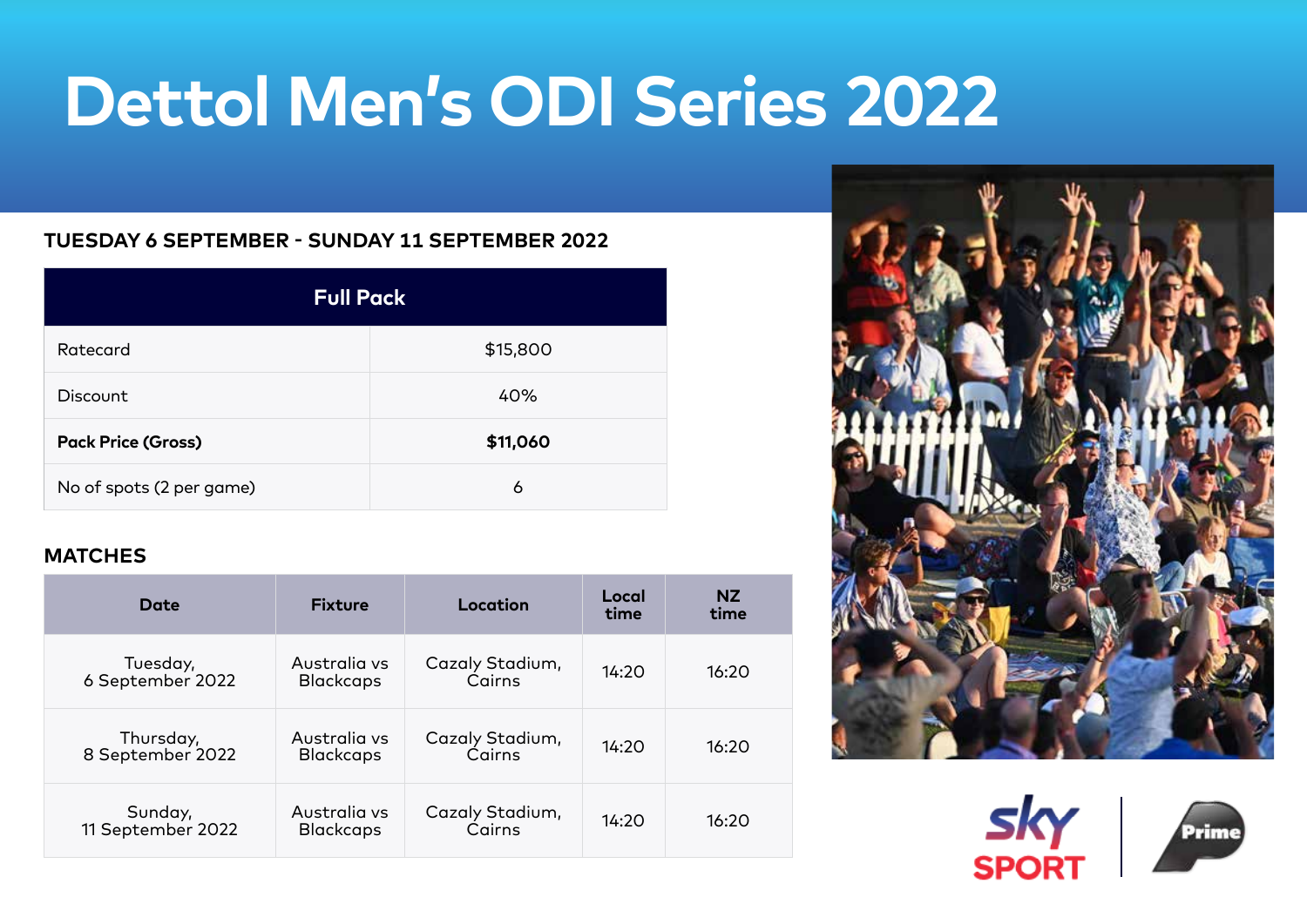# Dettol Men's ODI Series 2022

**TUESDAY 6 SEPTEMBER - SUNDAY 11 SEPTEMBER 2022**

| Full Pack | |
|---|---|
| Ratecard | $15,800 |
| Discount | 40% |
| **Pack Price (Gross)** | **$11,060** |
| No of spots (2 per game) | 6 |

## MATCHES

| Date | Fixture | Location | Local time | NZ time |
|---|---|---|---|---|
| Tuesday, 6 September 2022 | Australia vs Blackcaps | Cazaly Stadium, Cairns | 14:20 | 16:20 |
| Thursday, 8 September 2022 | Australia vs Blackcaps | Cazaly Stadium, Cairns | 14:20 | 16:20 |
| Sunday, 11 September 2022 | Australia vs Blackcaps | Cazaly Stadium, Cairns | 14:20 | 16:20 |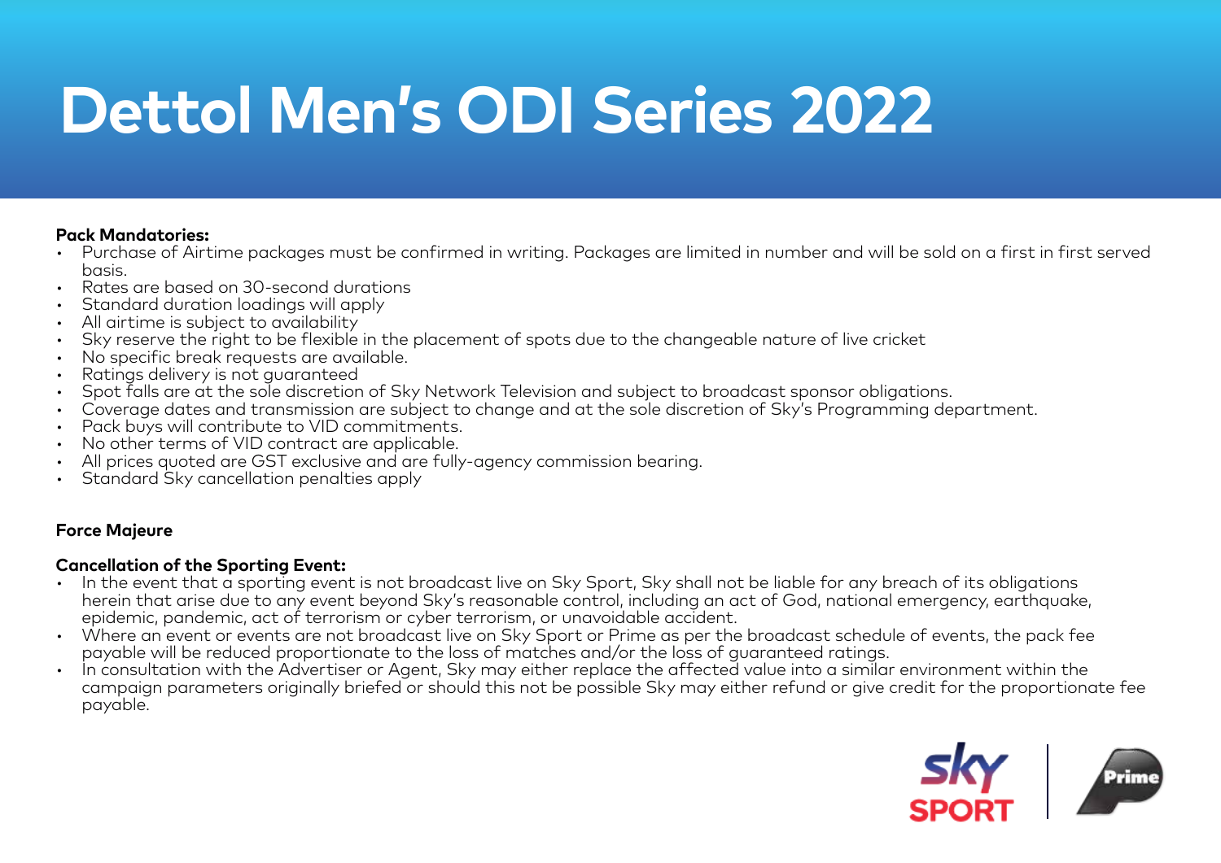# Dettol Men's ODI Series 2022

**Pack Mandatories:**

- Purchase of Airtime packages must be confirmed in writing. Packages are limited in number and will be sold on a first in first served basis.
- Rates are based on 30-second durations
- Standard duration loadings will apply
- All airtime is subject to availability
- Sky reserve the right to be flexible in the placement of spots due to the changeable nature of live cricket
- No specific break requests are available.
- Ratings delivery is not guaranteed
- Spot falls are at the sole discretion of Sky Network Television and subject to broadcast sponsor obligations.
- Coverage dates and transmission are subject to change and at the sole discretion of Sky's Programming department.
- Pack buys will contribute to VID commitments.
- No other terms of VID contract are applicable.
- All prices quoted are GST exclusive and are fully-agency commission bearing.
- Standard Sky cancellation penalties apply

**Force Majeure**

**Cancellation of the Sporting Event:**

- In the event that a sporting event is not broadcast live on Sky Sport, Sky shall not be liable for any breach of its obligations herein that arise due to any event beyond Sky's reasonable control, including an act of God, national emergency, earthquake, epidemic, pandemic, act of terrorism or cyber terrorism, or unavoidable accident.
- Where an event or events are not broadcast live on Sky Sport or Prime as per the broadcast schedule of events, the pack fee payable will be reduced proportionate to the loss of matches and/or the loss of guaranteed ratings.
- In consultation with the Advertiser or Agent, Sky may either replace the affected value into a similar environment within the campaign parameters originally briefed or should this not be possible Sky may either refund or give credit for the proportionate fee payable.